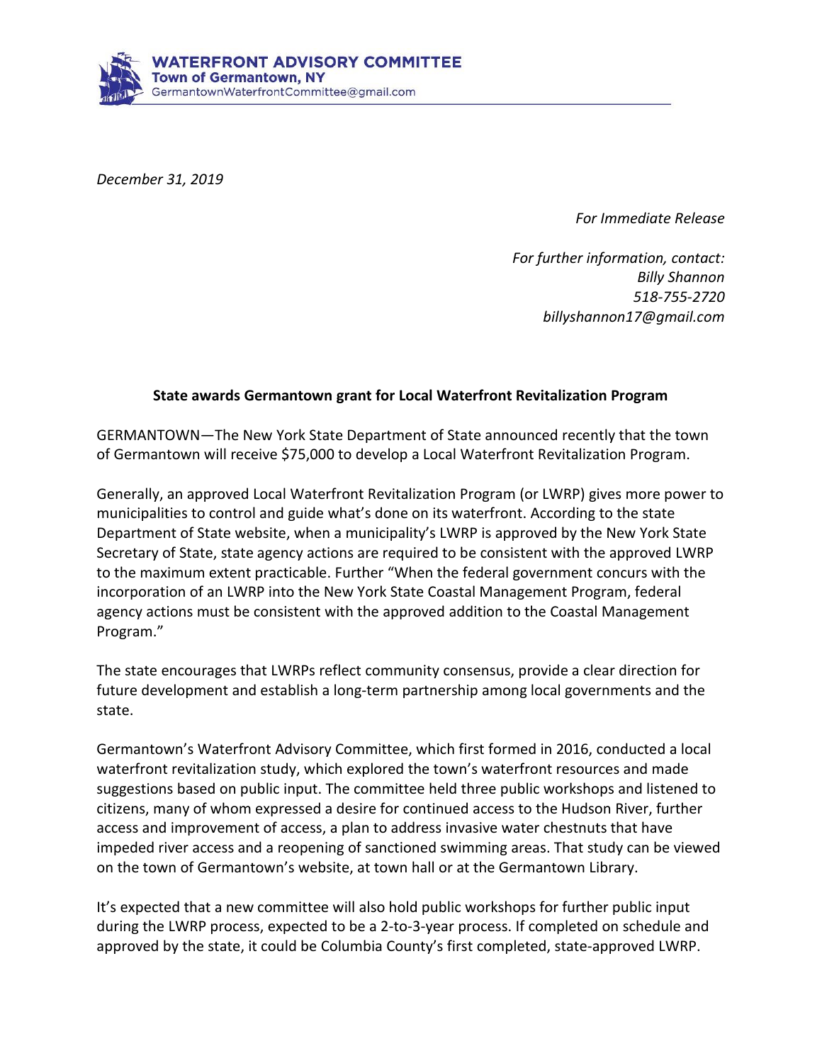**WATERFRONT ADVISORY COMMITTEE**
**Town of Germantown, NY**
GermantownWaterfrontCommittee@gmail.com

*December 31, 2019*

*For Immediate Release*

*For further information, contact:*
*Billy Shannon*
*518-755-2720*
*billyshannon17@gmail.com*

**State awards Germantown grant for Local Waterfront Revitalization Program**

GERMANTOWN—The New York State Department of State announced recently that the town of Germantown will receive $75,000 to develop a Local Waterfront Revitalization Program.

Generally, an approved Local Waterfront Revitalization Program (or LWRP) gives more power to municipalities to control and guide what's done on its waterfront. According to the state Department of State website, when a municipality's LWRP is approved by the New York State Secretary of State, state agency actions are required to be consistent with the approved LWRP to the maximum extent practicable. Further "When the federal government concurs with the incorporation of an LWRP into the New York State Coastal Management Program, federal agency actions must be consistent with the approved addition to the Coastal Management Program."

The state encourages that LWRPs reflect community consensus, provide a clear direction for future development and establish a long-term partnership among local governments and the state.

Germantown's Waterfront Advisory Committee, which first formed in 2016, conducted a local waterfront revitalization study, which explored the town's waterfront resources and made suggestions based on public input. The committee held three public workshops and listened to citizens, many of whom expressed a desire for continued access to the Hudson River, further access and improvement of access, a plan to address invasive water chestnuts that have impeded river access and a reopening of sanctioned swimming areas. That study can be viewed on the town of Germantown's website, at town hall or at the Germantown Library.

It's expected that a new committee will also hold public workshops for further public input during the LWRP process, expected to be a 2-to-3-year process. If completed on schedule and approved by the state, it could be Columbia County's first completed, state-approved LWRP.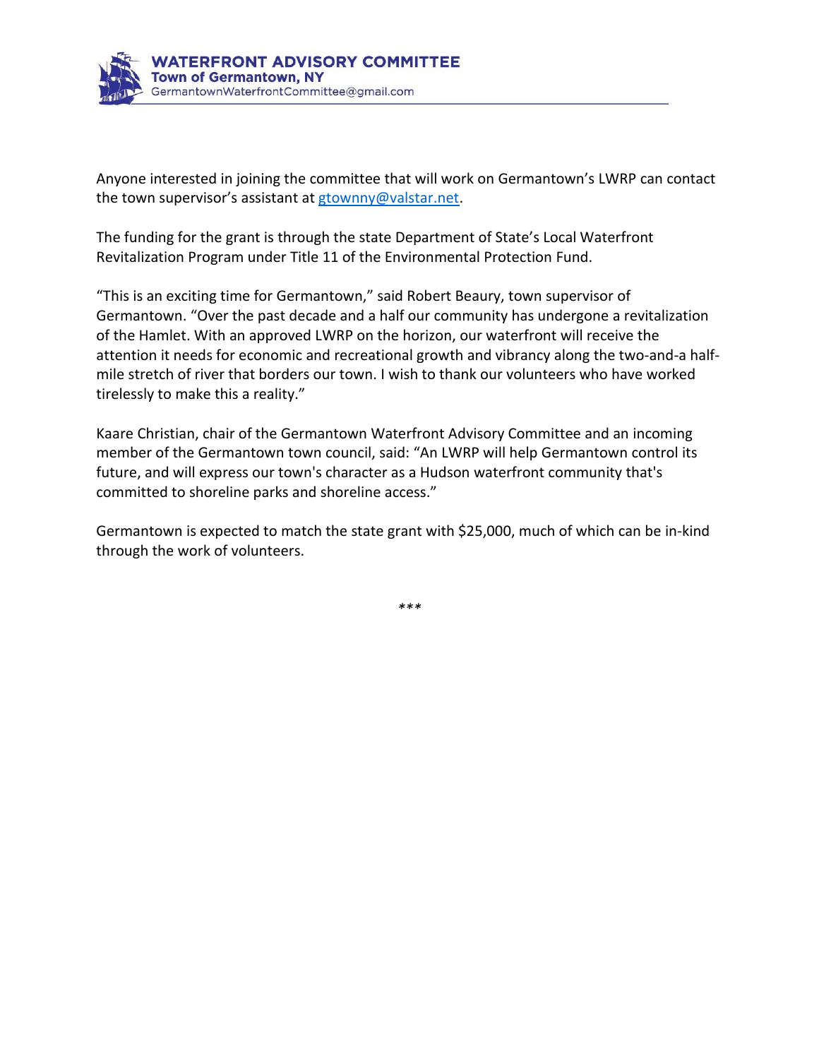Anyone interested in joining the committee that will work on Germantown's LWRP can contact the town supervisor's assistant at gtownny@valstar.net.

The funding for the grant is through the state Department of State's Local Waterfront Revitalization Program under Title 11 of the Environmental Protection Fund.

"This is an exciting time for Germantown," said Robert Beaury, town supervisor of Germantown. "Over the past decade and a half our community has undergone a revitalization of the Hamlet. With an approved LWRP on the horizon, our waterfront will receive the attention it needs for economic and recreational growth and vibrancy along the two-and-a half-mile stretch of river that borders our town. I wish to thank our volunteers who have worked tirelessly to make this a reality."

Kaare Christian, chair of the Germantown Waterfront Advisory Committee and an incoming member of the Germantown town council, said: "An LWRP will help Germantown control its future, and will express our town's character as a Hudson waterfront community that's committed to shoreline parks and shoreline access."

Germantown is expected to match the state grant with $25,000, much of which can be in-kind through the work of volunteers.

***